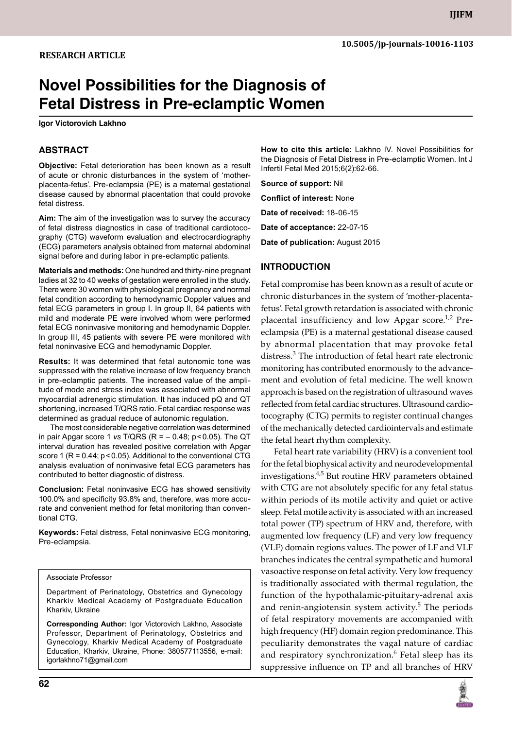**RESEARCH ARTICLE**

10.5005/jp-journals-10016-1103

# Novel Possibilities for the Diagnosis of Fetal Distress in Pre-eclamptic Women

**Igor Victorovich Lakhno**

## ABSTRACT

**Objective:** Fetal deterioration has been known as a result of acute or chronic disturbances in the system of 'mother-placenta-fetus'. Pre-eclampsia (PE) is a maternal gestational disease caused by abnormal placentation that could provoke fetal distress.

**Aim:** The aim of the investigation was to survey the accuracy of fetal distress diagnostics in case of traditional cardiotocography (CTG) waveform evaluation and electrocardiography (ECG) parameters analysis obtained from maternal abdominal signal before and during labor in pre-eclamptic patients.

**Materials and methods:** One hundred and thirty-nine pregnant ladies at 32 to 40 weeks of gestation were enrolled in the study. There were 30 women with physiological pregnancy and normal fetal condition according to hemodynamic Doppler values and fetal ECG parameters in group I. In group II, 64 patients with mild and moderate PE were involved whom were performed fetal ECG noninvasive monitoring and hemodynamic Doppler. In group III, 45 patients with severe PE were monitored with fetal noninvasive ECG and hemodynamic Doppler.

**Results:** It was determined that fetal autonomic tone was suppressed with the relative increase of low frequency branch in pre-eclamptic patients. The increased value of the amplitude of mode and stress index was associated with abnormal myocardial adrenergic stimulation. It has induced pQ and QT shortening, increased T/QRS ratio. Fetal cardiac response was determined as gradual reduce of autonomic regulation.

The most considerable negative correlation was determined in pair Apgar score 1 *vs* T/QRS ($R = -0.48$; $p < 0.05$). The QT interval duration has revealed positive correlation with Apgar score 1 ($R = 0.44$; $p < 0.05$). Additional to the conventional CTG analysis evaluation of noninvasive fetal ECG parameters has contributed to better diagnostic of distress.

**Conclusion:** Fetal noninvasive ECG has showed sensitivity 100.0% and specificity 93.8% and, therefore, was more accurate and convenient method for fetal monitoring than conventional CTG.

**Keywords:** Fetal distress, Fetal noninvasive ECG monitoring, Pre-eclampsia.

**How to cite this article:** Lakhno IV. Novel Possibilities for the Diagnosis of Fetal Distress in Pre-eclamptic Women. Int J Infertil Fetal Med 2015;6(2):62-66.

**Source of support:** Nil

**Conflict of interest:** None

**Date of received:** 18-06-15

**Date of acceptance:** 22-07-15

**Date of publication:** August 2015

## INTRODUCTION

Fetal compromise has been known as a result of acute or chronic disturbances in the system of 'mother-placenta-fetus'. Fetal growth retardation is associated with chronic placental insufficiency and low Apgar score.[1,2] Pre-eclampsia (PE) is a maternal gestational disease caused by abnormal placentation that may provoke fetal distress.[3] The introduction of fetal heart rate electronic monitoring has contributed enormously to the advancement and evolution of fetal medicine. The well known approach is based on the registration of ultrasound waves reflected from fetal cardiac structures. Ultrasound cardiotocography (CTG) permits to register continual changes of the mechanically detected cardiointervals and estimate the fetal heart rhythm complexity.

Fetal heart rate variability (HRV) is a convenient tool for the fetal biophysical activity and neurodevelopmental investigations.[4,5] But routine HRV parameters obtained with CTG are not absolutely specific for any fetal status within periods of its motile activity and quiet or active sleep. Fetal motile activity is associated with an increased total power (TP) spectrum of HRV and, therefore, with augmented low frequency (LF) and very low frequency (VLF) domain regions values. The power of LF and VLF branches indicates the central sympathetic and humoral vasoactive response on fetal activity. Very low frequency is traditionally associated with thermal regulation, the function of the hypothalamic-pituitary-adrenal axis and renin-angiotensin system activity.[5] The periods of fetal respiratory movements are accompanied with high frequency (HF) domain region predominance. This peculiarity demonstrates the vagal nature of cardiac and respiratory synchronization.[6] Fetal sleep has its suppressive influence on TP and all branches of HRV

Associate Professor

Department of Perinatology, Obstetrics and Gynecology Kharkiv Medical Academy of Postgraduate Education Kharkiv, Ukraine

**Corresponding Author:** Igor Victorovich Lakhno, Associate Professor, Department of Perinatology, Obstetrics and Gynecology, Kharkiv Medical Academy of Postgraduate Education, Kharkiv, Ukraine, Phone: 380577113556, e-mail: igorlakhno71@gmail.com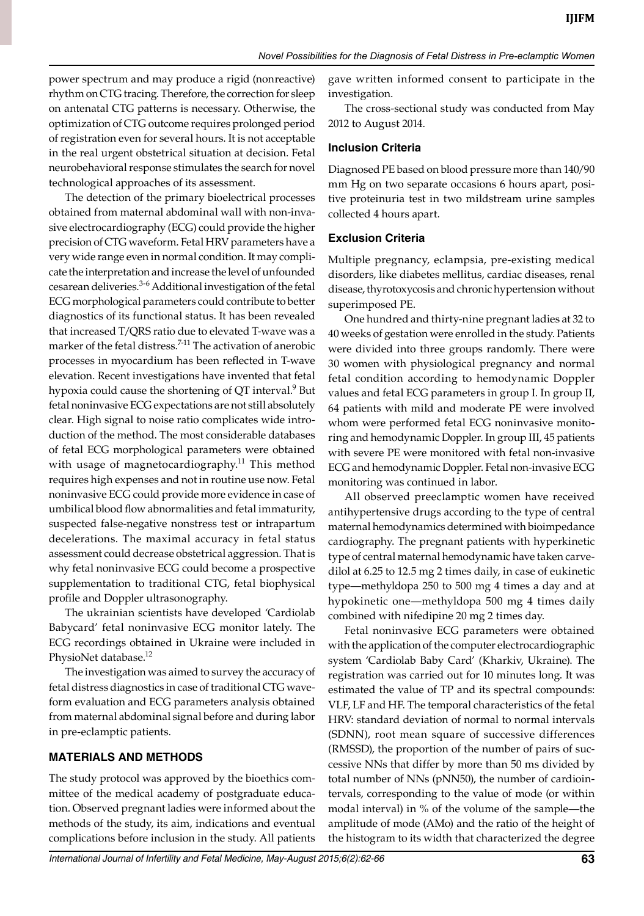power spectrum and may produce a rigid (nonreactive) rhythm on CTG tracing. Therefore, the correction for sleep on antenatal CTG patterns is necessary. Otherwise, the optimization of CTG outcome requires prolonged period of registration even for several hours. It is not acceptable in the real urgent obstetrical situation at decision. Fetal neurobehavioral response stimulates the search for novel technological approaches of its assessment.

The detection of the primary bioelectrical processes obtained from maternal abdominal wall with non-invasive electrocardiography (ECG) could provide the higher precision of CTG waveform. Fetal HRV parameters have a very wide range even in normal condition. It may complicate the interpretation and increase the level of unfounded cesarean deliveries.[3-6] Additional investigation of the fetal ECG morphological parameters could contribute to better diagnostics of its functional status. It has been revealed that increased T/QRS ratio due to elevated T-wave was a marker of the fetal distress.[7-11] The activation of anerobic processes in myocardium has been reflected in T-wave elevation. Recent investigations have invented that fetal hypoxia could cause the shortening of QT interval.[9] But fetal noninvasive ECG expectations are not still absolutely clear. High signal to noise ratio complicates wide introduction of the method. The most considerable databases of fetal ECG morphological parameters were obtained with usage of magnetocardiography.[11] This method requires high expenses and not in routine use now. Fetal noninvasive ECG could provide more evidence in case of umbilical blood flow abnormalities and fetal immaturity, suspected false-negative nonstress test or intrapartum decelerations. The maximal accuracy in fetal status assessment could decrease obstetrical aggression. That is why fetal noninvasive ECG could become a prospective supplementation to traditional CTG, fetal biophysical profile and Doppler ultrasonography.

The ukrainian scientists have developed 'Cardiolab Babycard' fetal noninvasive ECG monitor lately. The ECG recordings obtained in Ukraine were included in PhysioNet database.[12]

The investigation was aimed to survey the accuracy of fetal distress diagnostics in case of traditional CTG waveform evaluation and ECG parameters analysis obtained from maternal abdominal signal before and during labor in pre-eclamptic patients.

## MATERIALS AND METHODS

The study protocol was approved by the bioethics committee of the medical academy of postgraduate education. Observed pregnant ladies were informed about the methods of the study, its aim, indications and eventual complications before inclusion in the study. All patients gave written informed consent to participate in the investigation.

The cross-sectional study was conducted from May 2012 to August 2014.

### Inclusion Criteria

Diagnosed PE based on blood pressure more than 140/90 mm Hg on two separate occasions 6 hours apart, positive proteinuria test in two mildstream urine samples collected 4 hours apart.

### Exclusion Criteria

Multiple pregnancy, eclampsia, pre-existing medical disorders, like diabetes mellitus, cardiac diseases, renal disease, thyrotoxycosis and chronic hypertension without superimposed PE.

One hundred and thirty-nine pregnant ladies at 32 to 40 weeks of gestation were enrolled in the study. Patients were divided into three groups randomly. There were 30 women with physiological pregnancy and normal fetal condition according to hemodynamic Doppler values and fetal ECG parameters in group I. In group II, 64 patients with mild and moderate PE were involved whom were performed fetal ECG noninvasive monitoring and hemodynamic Doppler. In group III, 45 patients with severe PE were monitored with fetal non-invasive ECG and hemodynamic Doppler. Fetal non-invasive ECG monitoring was continued in labor.

All observed preeclamptic women have received antihypertensive drugs according to the type of central maternal hemodynamics determined with bioimpedance cardiography. The pregnant patients with hyperkinetic type of central maternal hemodynamic have taken carvedilol at 6.25 to 12.5 mg 2 times daily, in case of eukinetic type—methyldopa 250 to 500 mg 4 times a day and at hypokinetic one—methyldopa 500 mg 4 times daily combined with nifedipine 20 mg 2 times day.

Fetal noninvasive ECG parameters were obtained with the application of the computer electrocardiographic system 'Cardiolab Baby Card' (Kharkiv, Ukraine). The registration was carried out for 10 minutes long. It was estimated the value of TP and its spectral compounds: VLF, LF and HF. The temporal characteristics of the fetal HRV: standard deviation of normal to normal intervals (SDNN), root mean square of successive differences (RMSSD), the proportion of the number of pairs of successive NNs that differ by more than 50 ms divided by total number of NNs (pNN50), the number of cardiointervals, corresponding to the value of mode (or within modal interval) in % of the volume of the sample—the amplitude of mode (AMo) and the ratio of the height of the histogram to its width that characterized the degree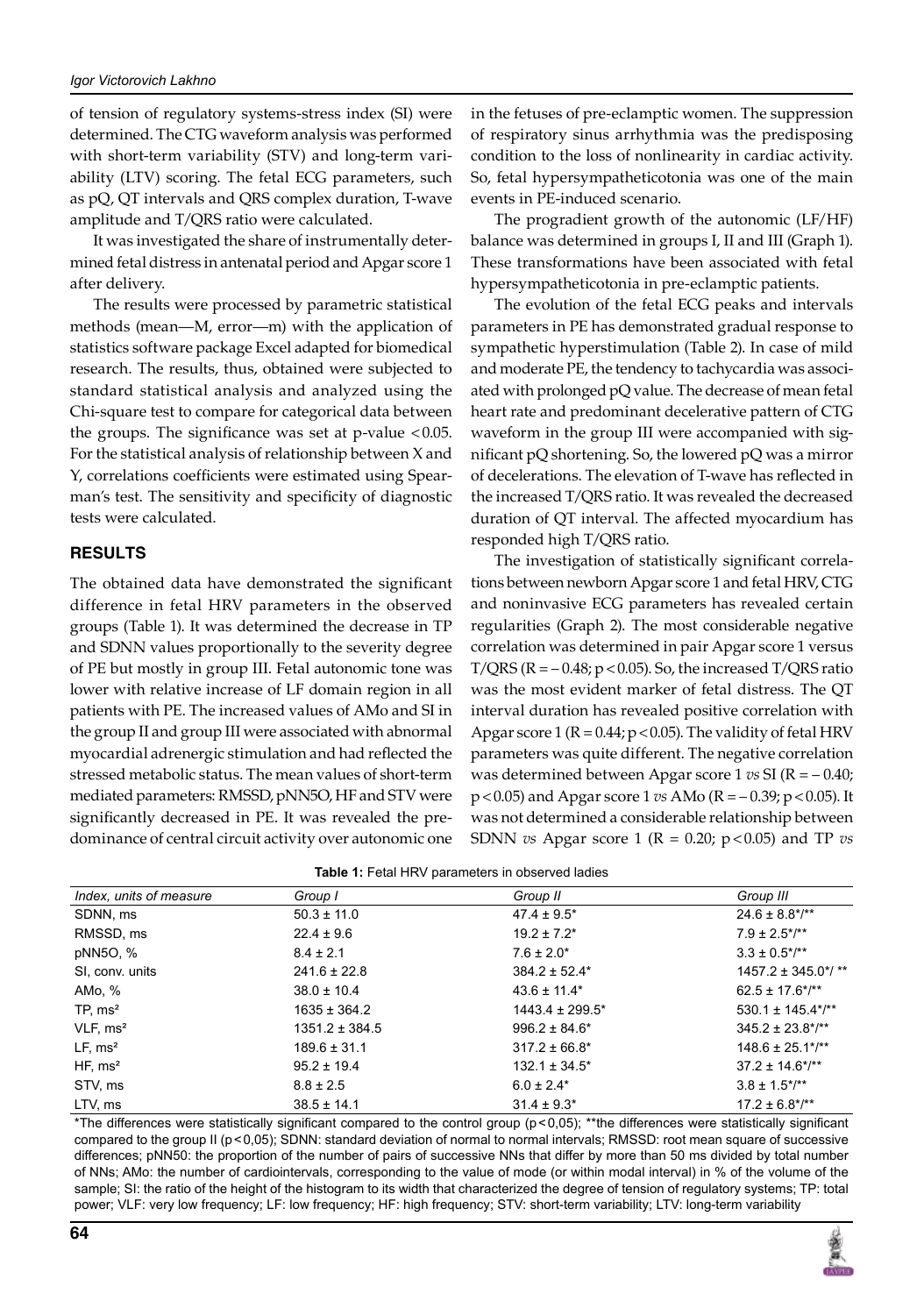of tension of regulatory systems-stress index (SI) were determined. The CTG waveform analysis was performed with short-term variability (STV) and long-term variability (LTV) scoring. The fetal ECG parameters, such as pQ, QT intervals and QRS complex duration, T-wave amplitude and T/QRS ratio were calculated.

It was investigated the share of instrumentally determined fetal distress in antenatal period and Apgar score 1 after delivery.

The results were processed by parametric statistical methods (mean—M, error—m) with the application of statistics software package Excel adapted for biomedical research. The results, thus, obtained were subjected to standard statistical analysis and analyzed using the Chi-square test to compare for categorical data between the groups. The significance was set at p-value $<0.05$. For the statistical analysis of relationship between X and Y, correlations coefficients were estimated using Spearman's test. The sensitivity and specificity of diagnostic tests were calculated.

## RESULTS

The obtained data have demonstrated the significant difference in fetal HRV parameters in the observed groups (Table 1). It was determined the decrease in TP and SDNN values proportionally to the severity degree of PE but mostly in group III. Fetal autonomic tone was lower with relative increase of LF domain region in all patients with PE. The increased values of AMo and SI in the group II and group III were associated with abnormal myocardial adrenergic stimulation and had reflected the stressed metabolic status. The mean values of short-term mediated parameters: RMSSD, pNN5O, HF and STV were significantly decreased in PE. It was revealed the predominance of central circuit activity over autonomic one in the fetuses of pre-eclamptic women. The suppression of respiratory sinus arrhythmia was the predisposing condition to the loss of nonlinearity in cardiac activity. So, fetal hypersympatheticotonia was one of the main events in PE-induced scenario.

The progradient growth of the autonomic (LF/HF) balance was determined in groups I, II and III (Graph 1). These transformations have been associated with fetal hypersympatheticotonia in pre-eclamptic patients.

The evolution of the fetal ECG peaks and intervals parameters in PE has demonstrated gradual response to sympathetic hyperstimulation (Table 2). In case of mild and moderate PE, the tendency to tachycardia was associated with prolonged pQ value. The decrease of mean fetal heart rate and predominant decelerative pattern of CTG waveform in the group III were accompanied with significant pQ shortening. So, the lowered pQ was a mirror of decelerations. The elevation of T-wave has reflected in the increased T/QRS ratio. It was revealed the decreased duration of QT interval. The affected myocardium has responded high T/QRS ratio.

The investigation of statistically significant correlations between newborn Apgar score 1 and fetal HRV, CTG and noninvasive ECG parameters has revealed certain regularities (Graph 2). The most considerable negative correlation was determined in pair Apgar score 1 versus T/QRS ($R = -0.48$; $p<0.05$). So, the increased T/QRS ratio was the most evident marker of fetal distress. The QT interval duration has revealed positive correlation with Apgar score 1 ($R = 0.44$; $p<0.05$). The validity of fetal HRV parameters was quite different. The negative correlation was determined between Apgar score 1 *vs* SI ($R = -0.40$; $p<0.05$) and Apgar score 1 *vs* AMo ($R = -0.39$; $p<0.05$). It was not determined a considerable relationship between SDNN *vs* Apgar score 1 ($R = 0.20$; $p<0.05$) and TP *vs*

**Table 1:** Fetal HRV parameters in observed ladies

| Index, units of measure | Group I | Group II | Group III |
|---|---|---|---|
| SDNN, ms | 50.3 ± 11.0 | 47.4 ± 9.5* | 24.6 ± 8.8*/** |
| RMSSD, ms | 22.4 ± 9.6 | 19.2 ± 7.2* | 7.9 ± 2.5*/** |
| pNN5O, % | 8.4 ± 2.1 | 7.6 ± 2.0* | 3.3 ± 0.5*/** |
| SI, conv. units | 241.6 ± 22.8 | 384.2 ± 52.4* | 1457.2 ± 345.0*/ ** |
| AMo, % | 38.0 ± 10.4 | 43.6 ± 11.4* | 62.5 ± 17.6*/** |
| TP, ms² | 1635 ± 364.2 | 1443.4 ± 299.5* | 530.1 ± 145.4*/** |
| VLF, ms² | 1351.2 ± 384.5 | 996.2 ± 84.6* | 345.2 ± 23.8*/** |
| LF, ms² | 189.6 ± 31.1 | 317.2 ± 66.8* | 148.6 ± 25.1*/** |
| HF, ms² | 95.2 ± 19.4 | 132.1 ± 34.5* | 37.2 ± 14.6*/** |
| STV, ms | 8.8 ± 2.5 | 6.0 ± 2.4* | 3.8 ± 1.5*/** |
| LTV, ms | 38.5 ± 14.1 | 31.4 ± 9.3* | 17.2 ± 6.8*/** |

*The differences were statistically significant compared to the control group ($p<0,05$); **the differences were statistically significant compared to the group II ($p<0,05$); SDNN: standard deviation of normal to normal intervals; RMSSD: root mean square of successive differences; pNN50: the proportion of the number of pairs of successive NNs that differ by more than 50 ms divided by total number of NNs; AMo: the number of cardiointervals, corresponding to the value of mode (or within modal interval) in % of the volume of the sample; SI: the ratio of the height of the histogram to its width that characterized the degree of tension of regulatory systems; TP: total power; VLF: very low frequency; LF: low frequency; HF: high frequency; STV: short-term variability; LTV: long-term variability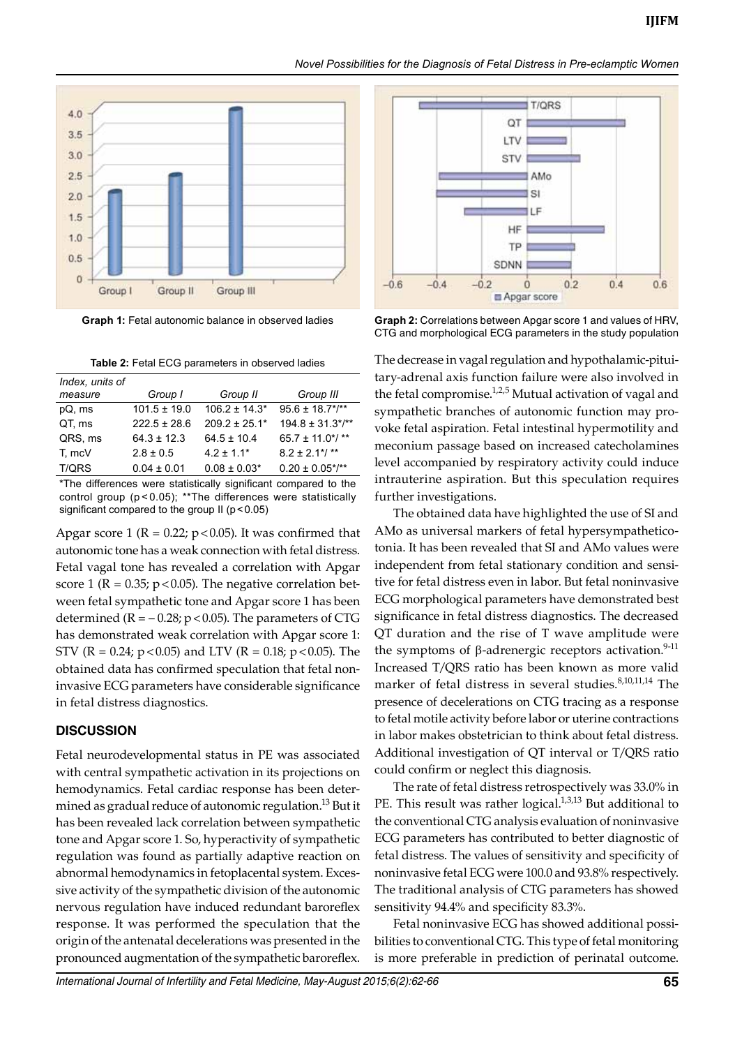**Graph 1:** Fetal autonomic balance in observed ladies

**Graph 2:** Correlations between Apgar score 1 and values of HRV, CTG and morphological ECG parameters in the study population

**Table 2:** Fetal ECG parameters in observed ladies

| Index, units of measure | Group I | Group II | Group III |
|---|---|---|---|
| pQ, ms | 101.5 ± 19.0 | 106.2 ± 14.3* | 95.6 ± 18.7*/** |
| QT, ms | 222.5 ± 28.6 | 209.2 ± 25.1* | 194.8 ± 31.3*/** |
| QRS, ms | 64.3 ± 12.3 | 64.5 ± 10.4 | 65.7 ± 11.0*/ ** |
| T, mcV | 2.8 ± 0.5 | 4.2 ± 1.1* | 8.2 ± 2.1*/ ** |
| T/QRS | 0.04 ± 0.01 | 0.08 ± 0.03* | 0.20 ± 0.05*/** |

*The differences were statistically significant compared to the control group ($p < 0.05$); **The differences were statistically significant compared to the group II ($p < 0.05$)

Apgar score 1 ($R = 0.22$; $p < 0.05$). It was confirmed that autonomic tone has a weak connection with fetal distress. Fetal vagal tone has revealed a correlation with Apgar score 1 ($R = 0.35$; $p < 0.05$). The negative correlation between fetal sympathetic tone and Apgar score 1 has been determined ($R = -0.28$; $p < 0.05$). The parameters of CTG has demonstrated weak correlation with Apgar score 1: STV ($R = 0.24$; $p < 0.05$) and LTV ($R = 0.18$; $p < 0.05$). The obtained data has confirmed speculation that fetal noninvasive ECG parameters have considerable significance in fetal distress diagnostics.

## DISCUSSION

Fetal neurodevelopmental status in PE was associated with central sympathetic activation in its projections on hemodynamics. Fetal cardiac response has been determined as gradual reduce of autonomic regulation.[13] But it has been revealed lack correlation between sympathetic tone and Apgar score 1. So, hyperactivity of sympathetic regulation was found as partially adaptive reaction on abnormal hemodynamics in fetoplacental system. Excessive activity of the sympathetic division of the autonomic nervous regulation have induced redundant baroreflex response. It was performed the speculation that the origin of the antenatal decelerations was presented in the pronounced augmentation of the sympathetic baroreflex. The decrease in vagal regulation and hypothalamic-pituitary-adrenal axis function failure were also involved in the fetal compromise.[1,2,5] Mutual activation of vagal and sympathetic branches of autonomic function may provoke fetal aspiration. Fetal intestinal hypermotility and meconium passage based on increased catecholamines level accompanied by respiratory activity could induce intrauterine aspiration. But this speculation requires further investigations.

The obtained data have highlighted the use of SI and AMo as universal markers of fetal hypersympatheticotonia. It has been revealed that SI and AMo values were independent from fetal stationary condition and sensitive for fetal distress even in labor. But fetal noninvasive ECG morphological parameters have demonstrated best significance in fetal distress diagnostics. The decreased QT duration and the rise of T wave amplitude were the symptoms of β-adrenergic receptors activation.[9-11] Increased T/QRS ratio has been known as more valid marker of fetal distress in several studies.[8,10,11,14] The presence of decelerations on CTG tracing as a response to fetal motile activity before labor or uterine contractions in labor makes obstetrician to think about fetal distress. Additional investigation of QT interval or T/QRS ratio could confirm or neglect this diagnosis.

The rate of fetal distress retrospectively was 33.0% in PE. This result was rather logical.[1,3,13] But additional to the conventional CTG analysis evaluation of noninvasive ECG parameters has contributed to better diagnostic of fetal distress. The values of sensitivity and specificity of noninvasive fetal ECG were 100.0 and 93.8% respectively. The traditional analysis of CTG parameters has showed sensitivity 94.4% and specificity 83.3%.

Fetal noninvasive ECG has showed additional possibilities to conventional CTG. This type of fetal monitoring is more preferable in prediction of perinatal outcome.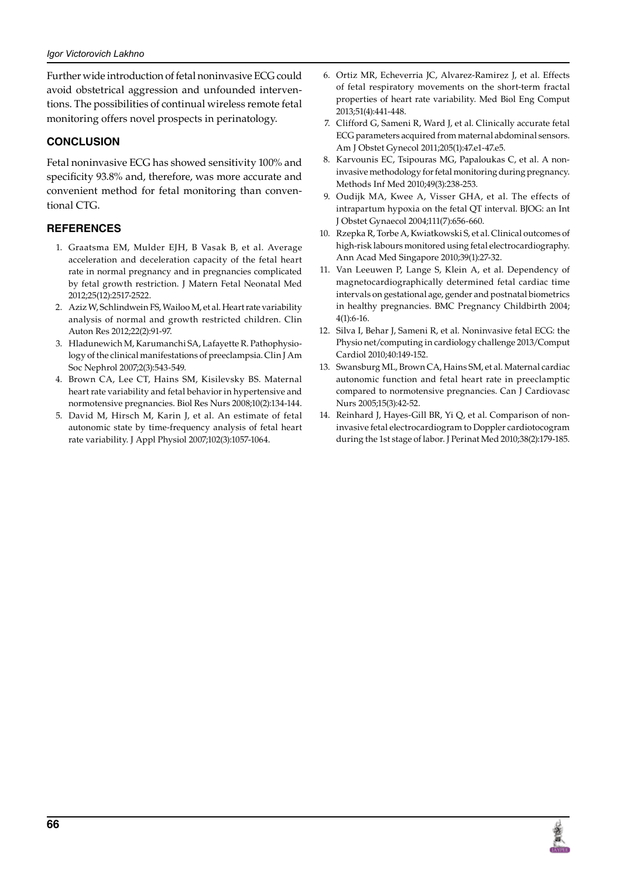Further wide introduction of fetal noninvasive ECG could avoid obstetrical aggression and unfounded interventions. The possibilities of continual wireless remote fetal monitoring offers novel prospects in perinatology.

## CONCLUSION

Fetal noninvasive ECG has showed sensitivity 100% and specificity 93.8% and, therefore, was more accurate and convenient method for fetal monitoring than conventional CTG.

## REFERENCES

1. Graatsma EM, Mulder EJH, B Vasak B, et al. Average acceleration and deceleration capacity of the fetal heart rate in normal pregnancy and in pregnancies complicated by fetal growth restriction. J Matern Fetal Neonatal Med 2012;25(12):2517-2522.
2. Aziz W, Schlindwein FS, Wailoo M, et al. Heart rate variability analysis of normal and growth restricted children. Clin Auton Res 2012;22(2):91-97.
3. Hladunewich M, Karumanchi SA, Lafayette R. Pathophysiology of the clinical manifestations of preeclampsia. Clin J Am Soc Nephrol 2007;2(3):543-549.
4. Brown CA, Lee CT, Hains SM, Kisilevsky BS. Maternal heart rate variability and fetal behavior in hypertensive and normotensive pregnancies. Biol Res Nurs 2008;10(2):134-144.
5. David M, Hirsch M, Karin J, et al. An estimate of fetal autonomic state by time-frequency analysis of fetal heart rate variability. J Appl Physiol 2007;102(3):1057-1064.
6. Ortiz MR, Echeverria JC, Alvarez-Ramirez J, et al. Effects of fetal respiratory movements on the short-term fractal properties of heart rate variability. Med Biol Eng Comput 2013;51(4):441-448.
7. Clifford G, Sameni R, Ward J, et al. Clinically accurate fetal ECG parameters acquired from maternal abdominal sensors. Am J Obstet Gynecol 2011;205(1):47.e1-47.e5.
8. Karvounis EC, Tsipouras MG, Papaloukas C, et al. A noninvasive methodology for fetal monitoring during pregnancy. Methods Inf Med 2010;49(3):238-253.
9. Oudijk MA, Kwee A, Visser GHA, et al. The effects of intrapartum hypoxia on the fetal QT interval. BJOG: an Int J Obstet Gynaecol 2004;111(7):656-660.
10. Rzepka R, Torbe A, Kwiatkowski S, et al. Clinical outcomes of high-risk labours monitored using fetal electrocardiography. Ann Acad Med Singapore 2010;39(1):27-32.
11. Van Leeuwen P, Lange S, Klein A, et al. Dependency of magnetocardiographically determined fetal cardiac time intervals on gestational age, gender and postnatal biometrics in healthy pregnancies. BMC Pregnancy Childbirth 2004; 4(1):6-16.
12. Silva I, Behar J, Sameni R, et al. Noninvasive fetal ECG: the Physio net/computing in cardiology challenge 2013/Comput Cardiol 2010;40:149-152.
13. Swansburg ML, Brown CA, Hains SM, et al. Maternal cardiac autonomic function and fetal heart rate in preeclamptic compared to normotensive pregnancies. Can J Cardiovasc Nurs 2005;15(3):42-52.
14. Reinhard J, Hayes-Gill BR, Yi Q, et al. Comparison of non-invasive fetal electrocardiogram to Doppler cardiotocogram during the 1st stage of labor. J Perinat Med 2010;38(2):179-185.